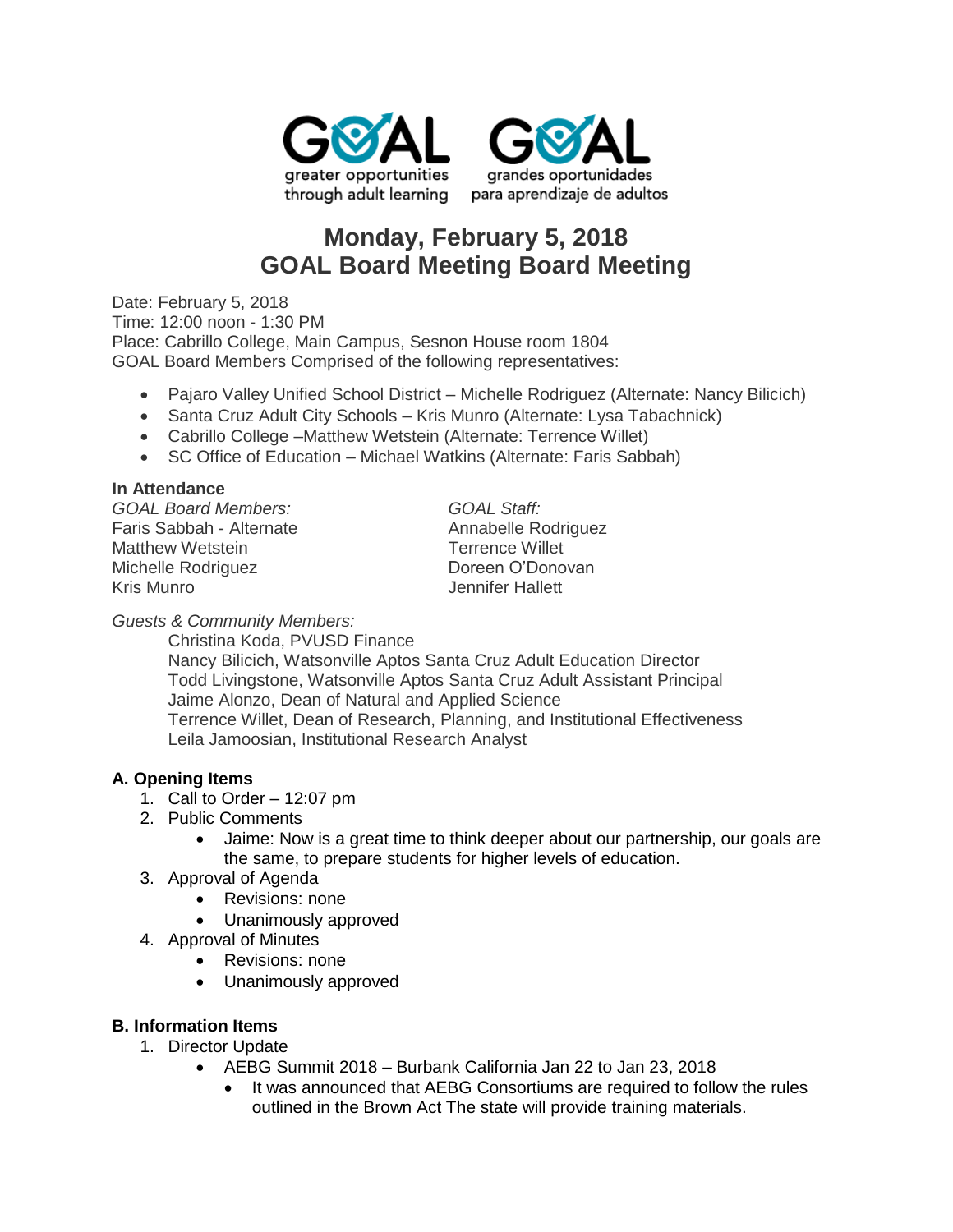GOAL greater opportunities through adult learning

GOAL grandes oportunidades para aprendizaje de adultos

# Monday, February 5, 2018
# GOAL Board Meeting Board Meeting

Date: February 5, 2018
Time: 12:00 noon - 1:30 PM
Place: Cabrillo College, Main Campus, Sesnon House room 1804
GOAL Board Members Comprised of the following representatives:

- Pajaro Valley Unified School District – Michelle Rodriguez (Alternate: Nancy Bilicich)
- Santa Cruz Adult City Schools – Kris Munro (Alternate: Lysa Tabachnick)
- Cabrillo College –Matthew Wetstein (Alternate: Terrence Willet)
- SC Office of Education – Michael Watkins (Alternate: Faris Sabbah)

**In Attendance**

*GOAL Board Members:*
Faris Sabbah - Alternate
Matthew Wetstein
Michelle Rodriguez
Kris Munro

*GOAL Staff:*
Annabelle Rodriguez
Terrence Willet
Doreen O'Donovan
Jennifer Hallett

*Guests & Community Members:*
Christina Koda, PVUSD Finance
Nancy Bilicich, Watsonville Aptos Santa Cruz Adult Education Director
Todd Livingstone, Watsonville Aptos Santa Cruz Adult Assistant Principal
Jaime Alonzo, Dean of Natural and Applied Science
Terrence Willet, Dean of Research, Planning, and Institutional Effectiveness
Leila Jamoosian, Institutional Research Analyst

### A. Opening Items

1. Call to Order – 12:07 pm
2. Public Comments
   - Jaime: Now is a great time to think deeper about our partnership, our goals are the same, to prepare students for higher levels of education.
3. Approval of Agenda
   - Revisions: none
   - Unanimously approved
4. Approval of Minutes
   - Revisions: none
   - Unanimously approved

### B. Information Items

1. Director Update
   - AEBG Summit 2018 – Burbank California Jan 22 to Jan 23, 2018
     - It was announced that AEBG Consortiums are required to follow the rules outlined in the Brown Act The state will provide training materials.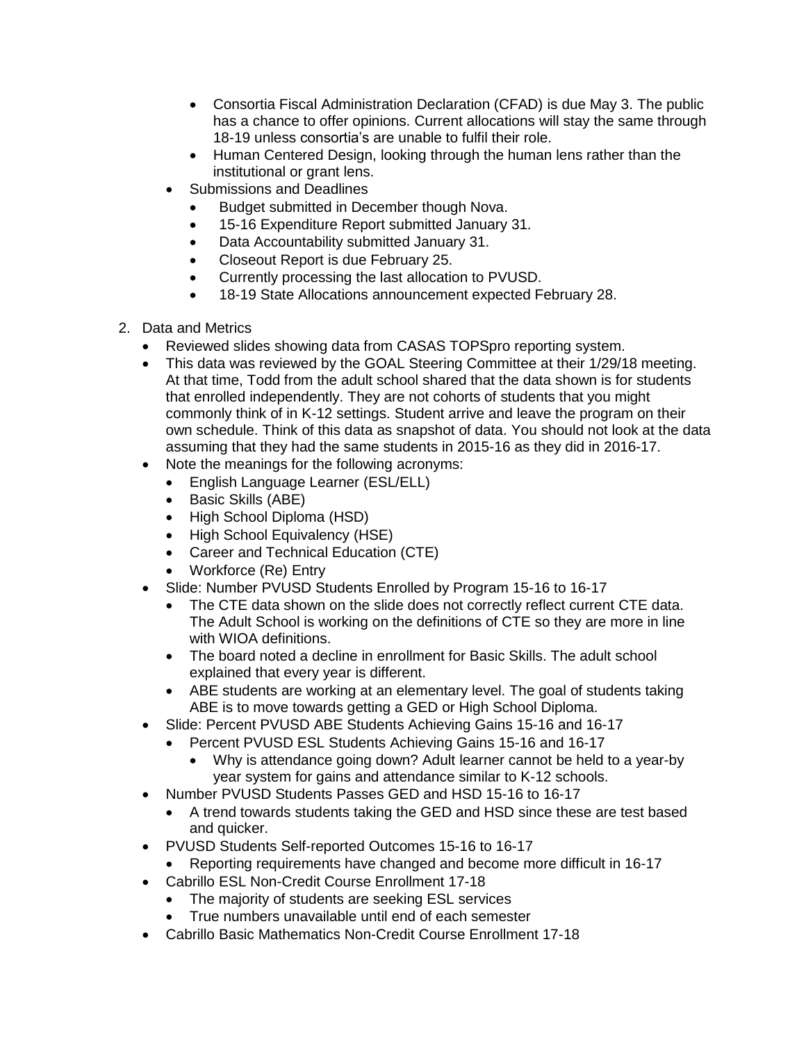- Consortia Fiscal Administration Declaration (CFAD) is due May 3. The public has a chance to offer opinions. Current allocations will stay the same through 18-19 unless consortia's are unable to fulfil their role.
        - Human Centered Design, looking through the human lens rather than the institutional or grant lens.
    - Submissions and Deadlines
        - Budget submitted in December though Nova.
        - 15-16 Expenditure Report submitted January 31.
        - Data Accountability submitted January 31.
        - Closeout Report is due February 25.
        - Currently processing the last allocation to PVUSD.
        - 18-19 State Allocations announcement expected February 28.

2. Data and Metrics
    - Reviewed slides showing data from CASAS TOPSpro reporting system.
    - This data was reviewed by the GOAL Steering Committee at their 1/29/18 meeting. At that time, Todd from the adult school shared that the data shown is for students that enrolled independently. They are not cohorts of students that you might commonly think of in K-12 settings. Student arrive and leave the program on their own schedule. Think of this data as snapshot of data. You should not look at the data assuming that they had the same students in 2015-16 as they did in 2016-17.
    - Note the meanings for the following acronyms:
        - English Language Learner (ESL/ELL)
        - Basic Skills (ABE)
        - High School Diploma (HSD)
        - High School Equivalency (HSE)
        - Career and Technical Education (CTE)
        - Workforce (Re) Entry
    - Slide: Number PVUSD Students Enrolled by Program 15-16 to 16-17
        - The CTE data shown on the slide does not correctly reflect current CTE data. The Adult School is working on the definitions of CTE so they are more in line with WIOA definitions.
        - The board noted a decline in enrollment for Basic Skills. The adult school explained that every year is different.
        - ABE students are working at an elementary level. The goal of students taking ABE is to move towards getting a GED or High School Diploma.
    - Slide: Percent PVUSD ABE Students Achieving Gains 15-16 and 16-17
        - Percent PVUSD ESL Students Achieving Gains 15-16 and 16-17
            - Why is attendance going down? Adult learner cannot be held to a year-by year system for gains and attendance similar to K-12 schools.
    - Number PVUSD Students Passes GED and HSD 15-16 to 16-17
        - A trend towards students taking the GED and HSD since these are test based and quicker.
    - PVUSD Students Self-reported Outcomes 15-16 to 16-17
        - Reporting requirements have changed and become more difficult in 16-17
    - Cabrillo ESL Non-Credit Course Enrollment 17-18
        - The majority of students are seeking ESL services
        - True numbers unavailable until end of each semester
    - Cabrillo Basic Mathematics Non-Credit Course Enrollment 17-18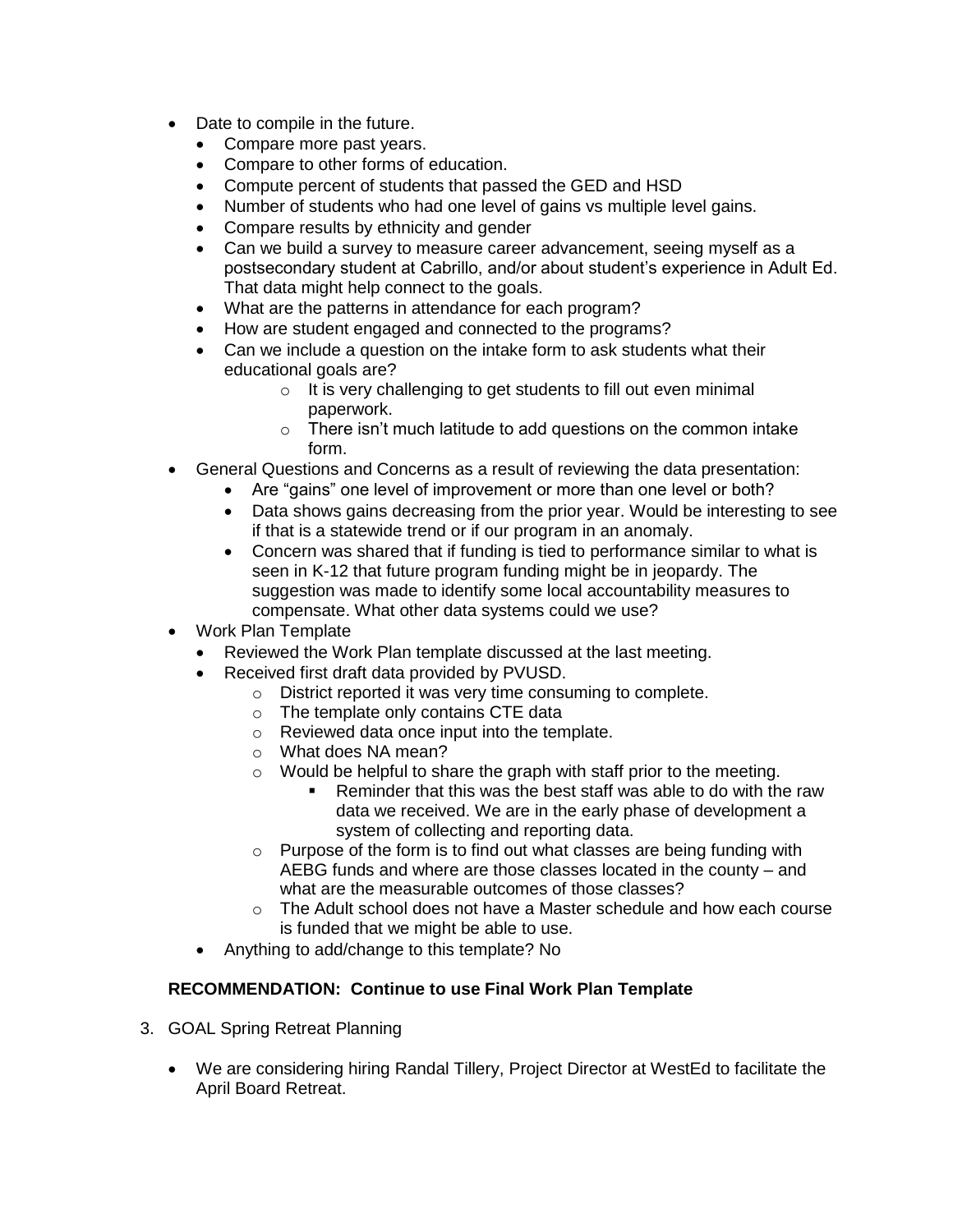- Date to compile in the future.
  - Compare more past years.
  - Compare to other forms of education.
  - Compute percent of students that passed the GED and HSD
  - Number of students who had one level of gains vs multiple level gains.
  - Compare results by ethnicity and gender
  - Can we build a survey to measure career advancement, seeing myself as a postsecondary student at Cabrillo, and/or about student's experience in Adult Ed. That data might help connect to the goals.
  - What are the patterns in attendance for each program?
  - How are student engaged and connected to the programs?
  - Can we include a question on the intake form to ask students what their educational goals are?
    - It is very challenging to get students to fill out even minimal paperwork.
    - There isn't much latitude to add questions on the common intake form.
- General Questions and Concerns as a result of reviewing the data presentation:
  - Are "gains" one level of improvement or more than one level or both?
  - Data shows gains decreasing from the prior year. Would be interesting to see if that is a statewide trend or if our program in an anomaly.
  - Concern was shared that if funding is tied to performance similar to what is seen in K-12 that future program funding might be in jeopardy. The suggestion was made to identify some local accountability measures to compensate. What other data systems could we use?
- Work Plan Template
  - Reviewed the Work Plan template discussed at the last meeting.
  - Received first draft data provided by PVUSD.
    - District reported it was very time consuming to complete.
    - The template only contains CTE data
    - Reviewed data once input into the template.
    - What does NA mean?
    - Would be helpful to share the graph with staff prior to the meeting.
      - Reminder that this was the best staff was able to do with the raw data we received. We are in the early phase of development a system of collecting and reporting data.
    - Purpose of the form is to find out what classes are being funding with AEBG funds and where are those classes located in the county – and what are the measurable outcomes of those classes?
    - The Adult school does not have a Master schedule and how each course is funded that we might be able to use.
  - Anything to add/change to this template? No

**RECOMMENDATION: Continue to use Final Work Plan Template**

3. GOAL Spring Retreat Planning

- We are considering hiring Randal Tillery, Project Director at WestEd to facilitate the April Board Retreat.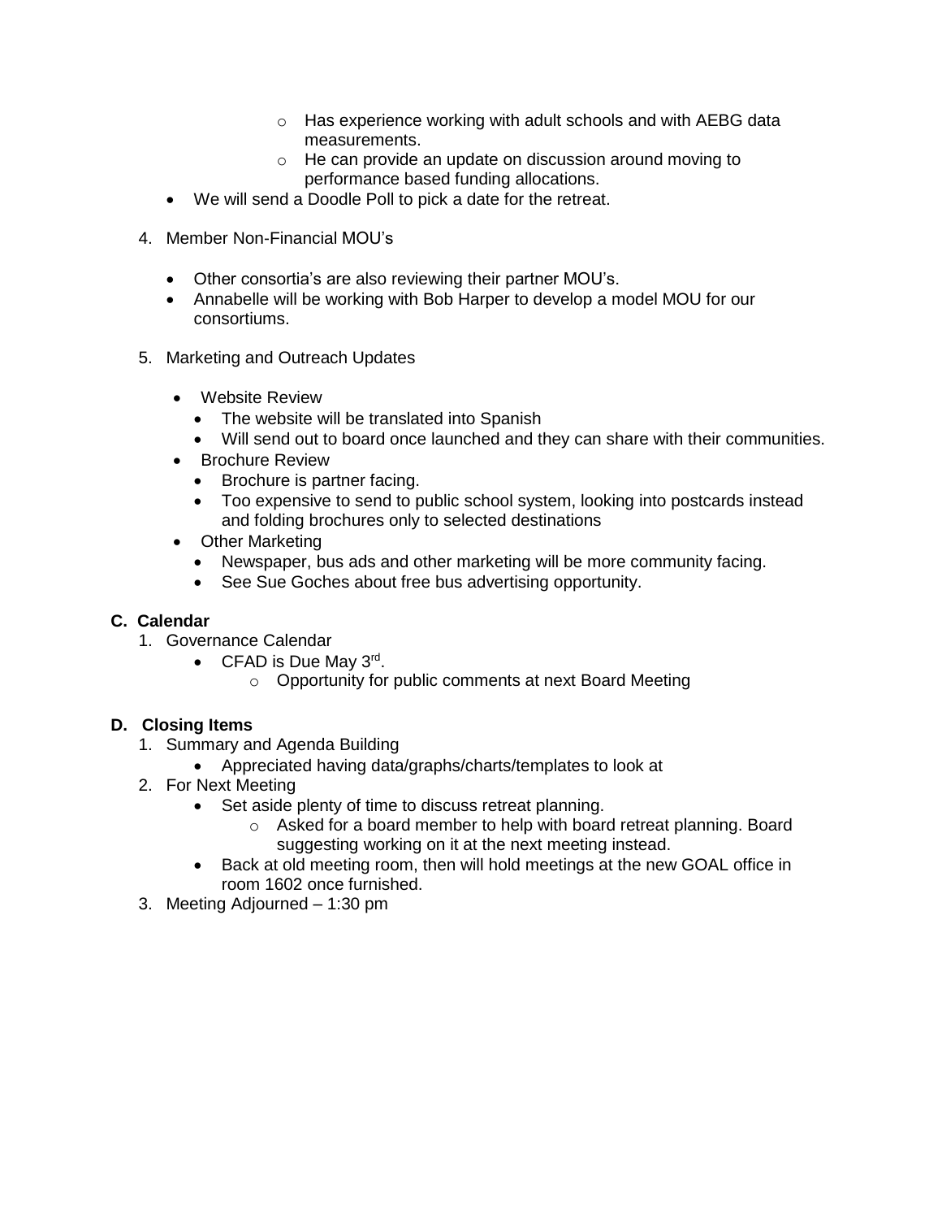- Has experience working with adult schools and with AEBG data measurements.
  - He can provide an update on discussion around moving to performance based funding allocations.
- We will send a Doodle Poll to pick a date for the retreat.

4. Member Non-Financial MOU's

   - Other consortia's are also reviewing their partner MOU's.
   - Annabelle will be working with Bob Harper to develop a model MOU for our consortiums.

5. Marketing and Outreach Updates

   - Website Review
     - The website will be translated into Spanish
     - Will send out to board once launched and they can share with their communities.
   - Brochure Review
     - Brochure is partner facing.
     - Too expensive to send to public school system, looking into postcards instead and folding brochures only to selected destinations
   - Other Marketing
     - Newspaper, bus ads and other marketing will be more community facing.
     - See Sue Goches about free bus advertising opportunity.

**C. Calendar**

1. Governance Calendar
   - CFAD is Due May 3rd.
     - Opportunity for public comments at next Board Meeting

**D. Closing Items**

1. Summary and Agenda Building
   - Appreciated having data/graphs/charts/templates to look at
2. For Next Meeting
   - Set aside plenty of time to discuss retreat planning.
     - Asked for a board member to help with board retreat planning. Board suggesting working on it at the next meeting instead.
   - Back at old meeting room, then will hold meetings at the new GOAL office in room 1602 once furnished.
3. Meeting Adjourned – 1:30 pm